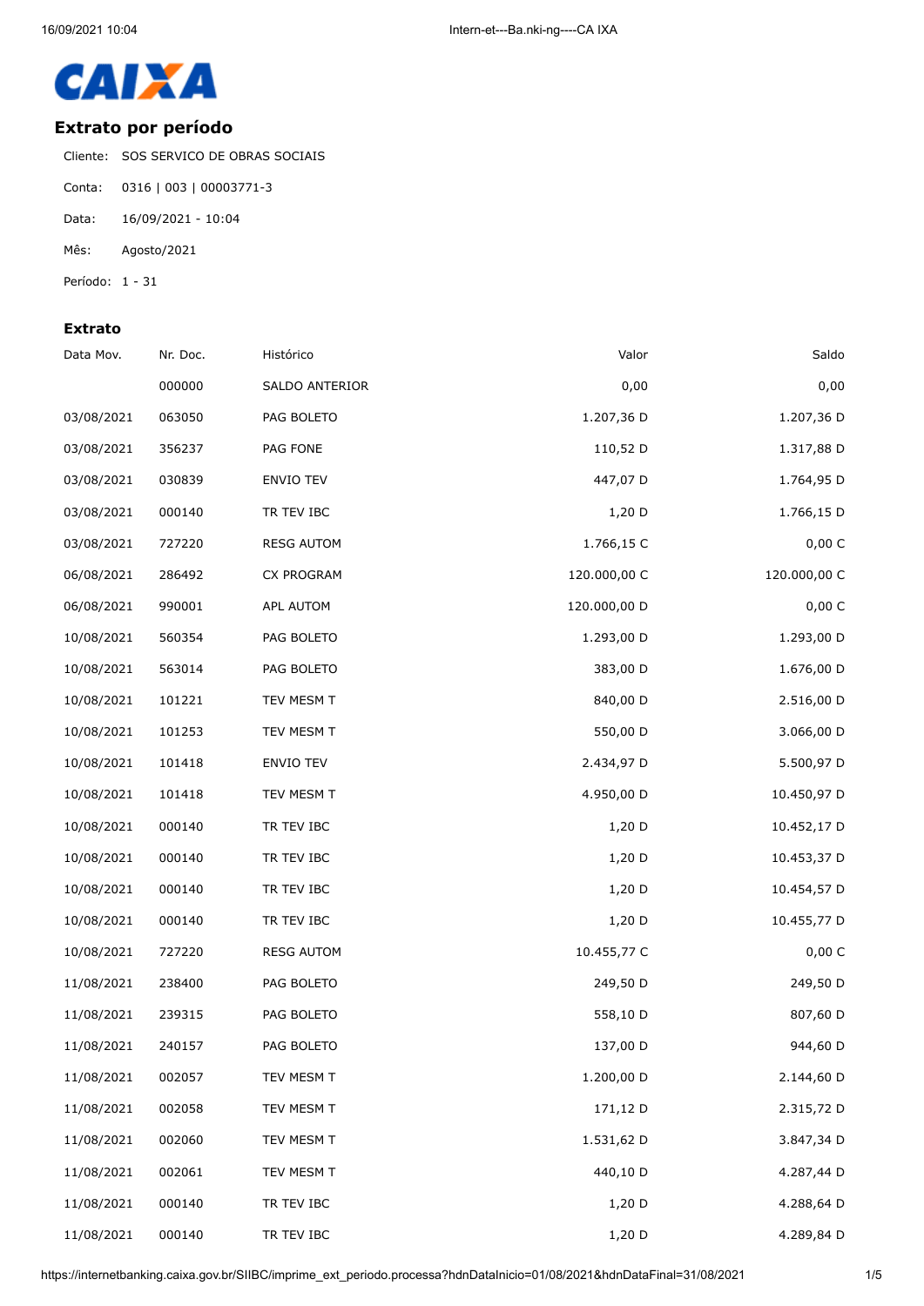CAIXA

## Extrato por período

Cliente: SOS SERVICO DE OBRAS SOCIAIS

Conta: 0316 | 003 | 00003771-3

Data: 16/09/2021 - 10:04

Mês: Agosto/2021

Período: 1 - 31

### Extrato

| Data Mov. | Nr. Doc. | Histórico | Valor | Saldo |
|---|---|---|---|---|
| | 000000 | SALDO ANTERIOR | 0,00 | 0,00 |
| 03/08/2021 | 063050 | PAG BOLETO | 1.207,36 D | 1.207,36 D |
| 03/08/2021 | 356237 | PAG FONE | 110,52 D | 1.317,88 D |
| 03/08/2021 | 030839 | ENVIO TEV | 447,07 D | 1.764,95 D |
| 03/08/2021 | 000140 | TR TEV IBC | 1,20 D | 1.766,15 D |
| 03/08/2021 | 727220 | RESG AUTOM | 1.766,15 C | 0,00 C |
| 06/08/2021 | 286492 | CX PROGRAM | 120.000,00 C | 120.000,00 C |
| 06/08/2021 | 990001 | APL AUTOM | 120.000,00 D | 0,00 C |
| 10/08/2021 | 560354 | PAG BOLETO | 1.293,00 D | 1.293,00 D |
| 10/08/2021 | 563014 | PAG BOLETO | 383,00 D | 1.676,00 D |
| 10/08/2021 | 101221 | TEV MESM T | 840,00 D | 2.516,00 D |
| 10/08/2021 | 101253 | TEV MESM T | 550,00 D | 3.066,00 D |
| 10/08/2021 | 101418 | ENVIO TEV | 2.434,97 D | 5.500,97 D |
| 10/08/2021 | 101418 | TEV MESM T | 4.950,00 D | 10.450,97 D |
| 10/08/2021 | 000140 | TR TEV IBC | 1,20 D | 10.452,17 D |
| 10/08/2021 | 000140 | TR TEV IBC | 1,20 D | 10.453,37 D |
| 10/08/2021 | 000140 | TR TEV IBC | 1,20 D | 10.454,57 D |
| 10/08/2021 | 000140 | TR TEV IBC | 1,20 D | 10.455,77 D |
| 10/08/2021 | 727220 | RESG AUTOM | 10.455,77 C | 0,00 C |
| 11/08/2021 | 238400 | PAG BOLETO | 249,50 D | 249,50 D |
| 11/08/2021 | 239315 | PAG BOLETO | 558,10 D | 807,60 D |
| 11/08/2021 | 240157 | PAG BOLETO | 137,00 D | 944,60 D |
| 11/08/2021 | 002057 | TEV MESM T | 1.200,00 D | 2.144,60 D |
| 11/08/2021 | 002058 | TEV MESM T | 171,12 D | 2.315,72 D |
| 11/08/2021 | 002060 | TEV MESM T | 1.531,62 D | 3.847,34 D |
| 11/08/2021 | 002061 | TEV MESM T | 440,10 D | 4.287,44 D |
| 11/08/2021 | 000140 | TR TEV IBC | 1,20 D | 4.288,64 D |
| 11/08/2021 | 000140 | TR TEV IBC | 1,20 D | 4.289,84 D |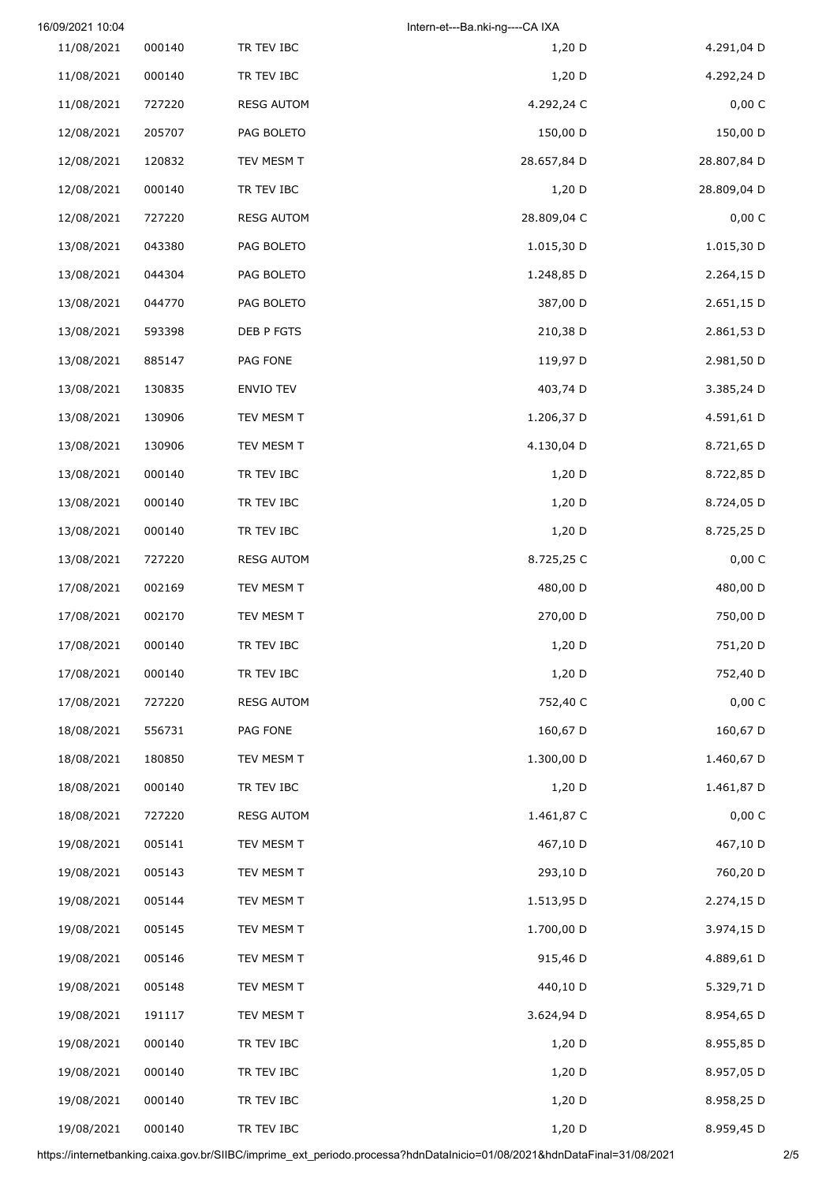| | | | | |
|---|---|---|---|---|
| 11/08/2021 | 000140 | TR TEV IBC | 1,20 D | 4.291,04 D |
| 11/08/2021 | 000140 | TR TEV IBC | 1,20 D | 4.292,24 D |
| 11/08/2021 | 727220 | RESG AUTOM | 4.292,24 C | 0,00 C |
| 12/08/2021 | 205707 | PAG BOLETO | 150,00 D | 150,00 D |
| 12/08/2021 | 120832 | TEV MESM T | 28.657,84 D | 28.807,84 D |
| 12/08/2021 | 000140 | TR TEV IBC | 1,20 D | 28.809,04 D |
| 12/08/2021 | 727220 | RESG AUTOM | 28.809,04 C | 0,00 C |
| 13/08/2021 | 043380 | PAG BOLETO | 1.015,30 D | 1.015,30 D |
| 13/08/2021 | 044304 | PAG BOLETO | 1.248,85 D | 2.264,15 D |
| 13/08/2021 | 044770 | PAG BOLETO | 387,00 D | 2.651,15 D |
| 13/08/2021 | 593398 | DEB P FGTS | 210,38 D | 2.861,53 D |
| 13/08/2021 | 885147 | PAG FONE | 119,97 D | 2.981,50 D |
| 13/08/2021 | 130835 | ENVIO TEV | 403,74 D | 3.385,24 D |
| 13/08/2021 | 130906 | TEV MESM T | 1.206,37 D | 4.591,61 D |
| 13/08/2021 | 130906 | TEV MESM T | 4.130,04 D | 8.721,65 D |
| 13/08/2021 | 000140 | TR TEV IBC | 1,20 D | 8.722,85 D |
| 13/08/2021 | 000140 | TR TEV IBC | 1,20 D | 8.724,05 D |
| 13/08/2021 | 000140 | TR TEV IBC | 1,20 D | 8.725,25 D |
| 13/08/2021 | 727220 | RESG AUTOM | 8.725,25 C | 0,00 C |
| 17/08/2021 | 002169 | TEV MESM T | 480,00 D | 480,00 D |
| 17/08/2021 | 002170 | TEV MESM T | 270,00 D | 750,00 D |
| 17/08/2021 | 000140 | TR TEV IBC | 1,20 D | 751,20 D |
| 17/08/2021 | 000140 | TR TEV IBC | 1,20 D | 752,40 D |
| 17/08/2021 | 727220 | RESG AUTOM | 752,40 C | 0,00 C |
| 18/08/2021 | 556731 | PAG FONE | 160,67 D | 160,67 D |
| 18/08/2021 | 180850 | TEV MESM T | 1.300,00 D | 1.460,67 D |
| 18/08/2021 | 000140 | TR TEV IBC | 1,20 D | 1.461,87 D |
| 18/08/2021 | 727220 | RESG AUTOM | 1.461,87 C | 0,00 C |
| 19/08/2021 | 005141 | TEV MESM T | 467,10 D | 467,10 D |
| 19/08/2021 | 005143 | TEV MESM T | 293,10 D | 760,20 D |
| 19/08/2021 | 005144 | TEV MESM T | 1.513,95 D | 2.274,15 D |
| 19/08/2021 | 005145 | TEV MESM T | 1.700,00 D | 3.974,15 D |
| 19/08/2021 | 005146 | TEV MESM T | 915,46 D | 4.889,61 D |
| 19/08/2021 | 005148 | TEV MESM T | 440,10 D | 5.329,71 D |
| 19/08/2021 | 191117 | TEV MESM T | 3.624,94 D | 8.954,65 D |
| 19/08/2021 | 000140 | TR TEV IBC | 1,20 D | 8.955,85 D |
| 19/08/2021 | 000140 | TR TEV IBC | 1,20 D | 8.957,05 D |
| 19/08/2021 | 000140 | TR TEV IBC | 1,20 D | 8.958,25 D |
| 19/08/2021 | 000140 | TR TEV IBC | 1,20 D | 8.959,45 D |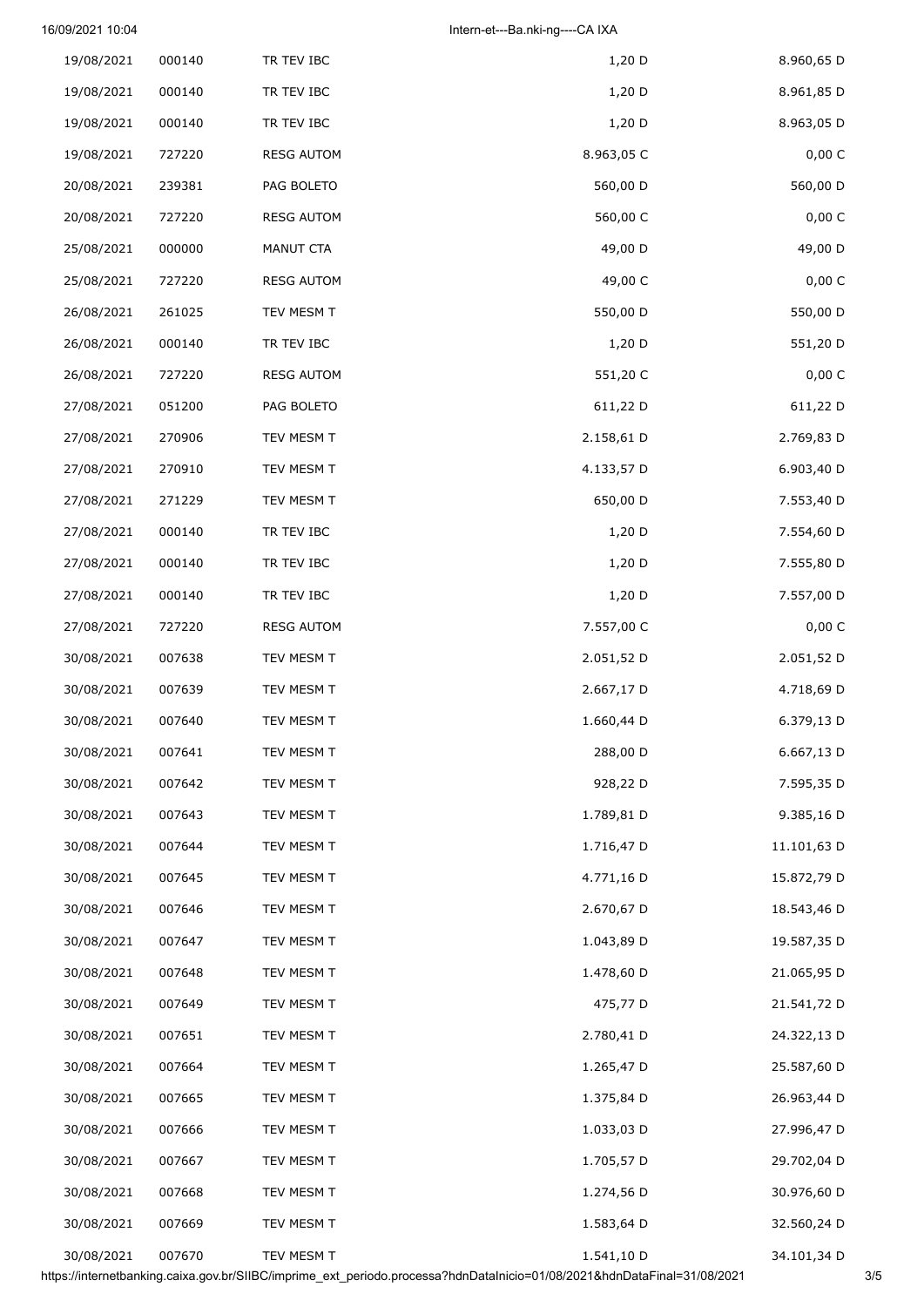| | | | | |
|---|---|---|---|---|
| 19/08/2021 | 000140 | TR TEV IBC | 1,20 D | 8.960,65 D |
| 19/08/2021 | 000140 | TR TEV IBC | 1,20 D | 8.961,85 D |
| 19/08/2021 | 000140 | TR TEV IBC | 1,20 D | 8.963,05 D |
| 19/08/2021 | 727220 | RESG AUTOM | 8.963,05 C | 0,00 C |
| 20/08/2021 | 239381 | PAG BOLETO | 560,00 D | 560,00 D |
| 20/08/2021 | 727220 | RESG AUTOM | 560,00 C | 0,00 C |
| 25/08/2021 | 000000 | MANUT CTA | 49,00 D | 49,00 D |
| 25/08/2021 | 727220 | RESG AUTOM | 49,00 C | 0,00 C |
| 26/08/2021 | 261025 | TEV MESM T | 550,00 D | 550,00 D |
| 26/08/2021 | 000140 | TR TEV IBC | 1,20 D | 551,20 D |
| 26/08/2021 | 727220 | RESG AUTOM | 551,20 C | 0,00 C |
| 27/08/2021 | 051200 | PAG BOLETO | 611,22 D | 611,22 D |
| 27/08/2021 | 270906 | TEV MESM T | 2.158,61 D | 2.769,83 D |
| 27/08/2021 | 270910 | TEV MESM T | 4.133,57 D | 6.903,40 D |
| 27/08/2021 | 271229 | TEV MESM T | 650,00 D | 7.553,40 D |
| 27/08/2021 | 000140 | TR TEV IBC | 1,20 D | 7.554,60 D |
| 27/08/2021 | 000140 | TR TEV IBC | 1,20 D | 7.555,80 D |
| 27/08/2021 | 000140 | TR TEV IBC | 1,20 D | 7.557,00 D |
| 27/08/2021 | 727220 | RESG AUTOM | 7.557,00 C | 0,00 C |
| 30/08/2021 | 007638 | TEV MESM T | 2.051,52 D | 2.051,52 D |
| 30/08/2021 | 007639 | TEV MESM T | 2.667,17 D | 4.718,69 D |
| 30/08/2021 | 007640 | TEV MESM T | 1.660,44 D | 6.379,13 D |
| 30/08/2021 | 007641 | TEV MESM T | 288,00 D | 6.667,13 D |
| 30/08/2021 | 007642 | TEV MESM T | 928,22 D | 7.595,35 D |
| 30/08/2021 | 007643 | TEV MESM T | 1.789,81 D | 9.385,16 D |
| 30/08/2021 | 007644 | TEV MESM T | 1.716,47 D | 11.101,63 D |
| 30/08/2021 | 007645 | TEV MESM T | 4.771,16 D | 15.872,79 D |
| 30/08/2021 | 007646 | TEV MESM T | 2.670,67 D | 18.543,46 D |
| 30/08/2021 | 007647 | TEV MESM T | 1.043,89 D | 19.587,35 D |
| 30/08/2021 | 007648 | TEV MESM T | 1.478,60 D | 21.065,95 D |
| 30/08/2021 | 007649 | TEV MESM T | 475,77 D | 21.541,72 D |
| 30/08/2021 | 007651 | TEV MESM T | 2.780,41 D | 24.322,13 D |
| 30/08/2021 | 007664 | TEV MESM T | 1.265,47 D | 25.587,60 D |
| 30/08/2021 | 007665 | TEV MESM T | 1.375,84 D | 26.963,44 D |
| 30/08/2021 | 007666 | TEV MESM T | 1.033,03 D | 27.996,47 D |
| 30/08/2021 | 007667 | TEV MESM T | 1.705,57 D | 29.702,04 D |
| 30/08/2021 | 007668 | TEV MESM T | 1.274,56 D | 30.976,60 D |
| 30/08/2021 | 007669 | TEV MESM T | 1.583,64 D | 32.560,24 D |
| 30/08/2021 | 007670 | TEV MESM T | 1.541,10 D | 34.101,34 D |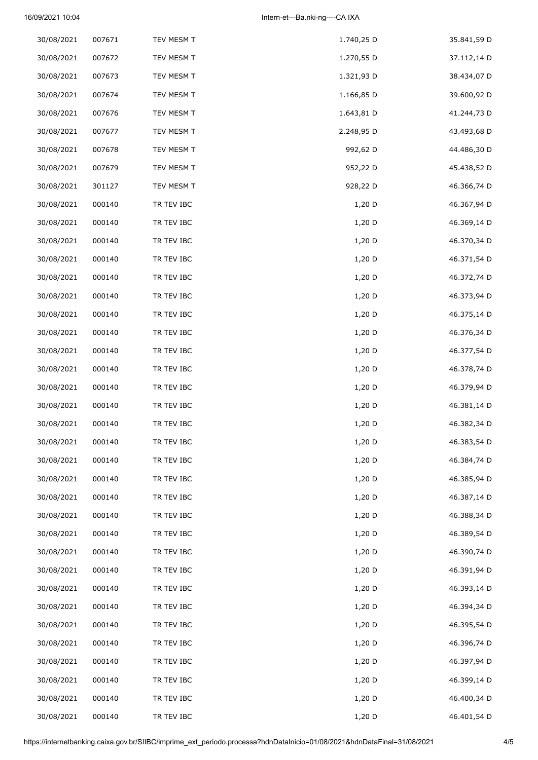| | | | | |
|---|---|---|---|---|
| 30/08/2021 | 007671 | TEV MESM T | 1.740,25 D | 35.841,59 D |
| 30/08/2021 | 007672 | TEV MESM T | 1.270,55 D | 37.112,14 D |
| 30/08/2021 | 007673 | TEV MESM T | 1.321,93 D | 38.434,07 D |
| 30/08/2021 | 007674 | TEV MESM T | 1.166,85 D | 39.600,92 D |
| 30/08/2021 | 007676 | TEV MESM T | 1.643,81 D | 41.244,73 D |
| 30/08/2021 | 007677 | TEV MESM T | 2.248,95 D | 43.493,68 D |
| 30/08/2021 | 007678 | TEV MESM T | 992,62 D | 44.486,30 D |
| 30/08/2021 | 007679 | TEV MESM T | 952,22 D | 45.438,52 D |
| 30/08/2021 | 301127 | TEV MESM T | 928,22 D | 46.366,74 D |
| 30/08/2021 | 000140 | TR TEV IBC | 1,20 D | 46.367,94 D |
| 30/08/2021 | 000140 | TR TEV IBC | 1,20 D | 46.369,14 D |
| 30/08/2021 | 000140 | TR TEV IBC | 1,20 D | 46.370,34 D |
| 30/08/2021 | 000140 | TR TEV IBC | 1,20 D | 46.371,54 D |
| 30/08/2021 | 000140 | TR TEV IBC | 1,20 D | 46.372,74 D |
| 30/08/2021 | 000140 | TR TEV IBC | 1,20 D | 46.373,94 D |
| 30/08/2021 | 000140 | TR TEV IBC | 1,20 D | 46.375,14 D |
| 30/08/2021 | 000140 | TR TEV IBC | 1,20 D | 46.376,34 D |
| 30/08/2021 | 000140 | TR TEV IBC | 1,20 D | 46.377,54 D |
| 30/08/2021 | 000140 | TR TEV IBC | 1,20 D | 46.378,74 D |
| 30/08/2021 | 000140 | TR TEV IBC | 1,20 D | 46.379,94 D |
| 30/08/2021 | 000140 | TR TEV IBC | 1,20 D | 46.381,14 D |
| 30/08/2021 | 000140 | TR TEV IBC | 1,20 D | 46.382,34 D |
| 30/08/2021 | 000140 | TR TEV IBC | 1,20 D | 46.383,54 D |
| 30/08/2021 | 000140 | TR TEV IBC | 1,20 D | 46.384,74 D |
| 30/08/2021 | 000140 | TR TEV IBC | 1,20 D | 46.385,94 D |
| 30/08/2021 | 000140 | TR TEV IBC | 1,20 D | 46.387,14 D |
| 30/08/2021 | 000140 | TR TEV IBC | 1,20 D | 46.388,34 D |
| 30/08/2021 | 000140 | TR TEV IBC | 1,20 D | 46.389,54 D |
| 30/08/2021 | 000140 | TR TEV IBC | 1,20 D | 46.390,74 D |
| 30/08/2021 | 000140 | TR TEV IBC | 1,20 D | 46.391,94 D |
| 30/08/2021 | 000140 | TR TEV IBC | 1,20 D | 46.393,14 D |
| 30/08/2021 | 000140 | TR TEV IBC | 1,20 D | 46.394,34 D |
| 30/08/2021 | 000140 | TR TEV IBC | 1,20 D | 46.395,54 D |
| 30/08/2021 | 000140 | TR TEV IBC | 1,20 D | 46.396,74 D |
| 30/08/2021 | 000140 | TR TEV IBC | 1,20 D | 46.397,94 D |
| 30/08/2021 | 000140 | TR TEV IBC | 1,20 D | 46.399,14 D |
| 30/08/2021 | 000140 | TR TEV IBC | 1,20 D | 46.400,34 D |
| 30/08/2021 | 000140 | TR TEV IBC | 1,20 D | 46.401,54 D |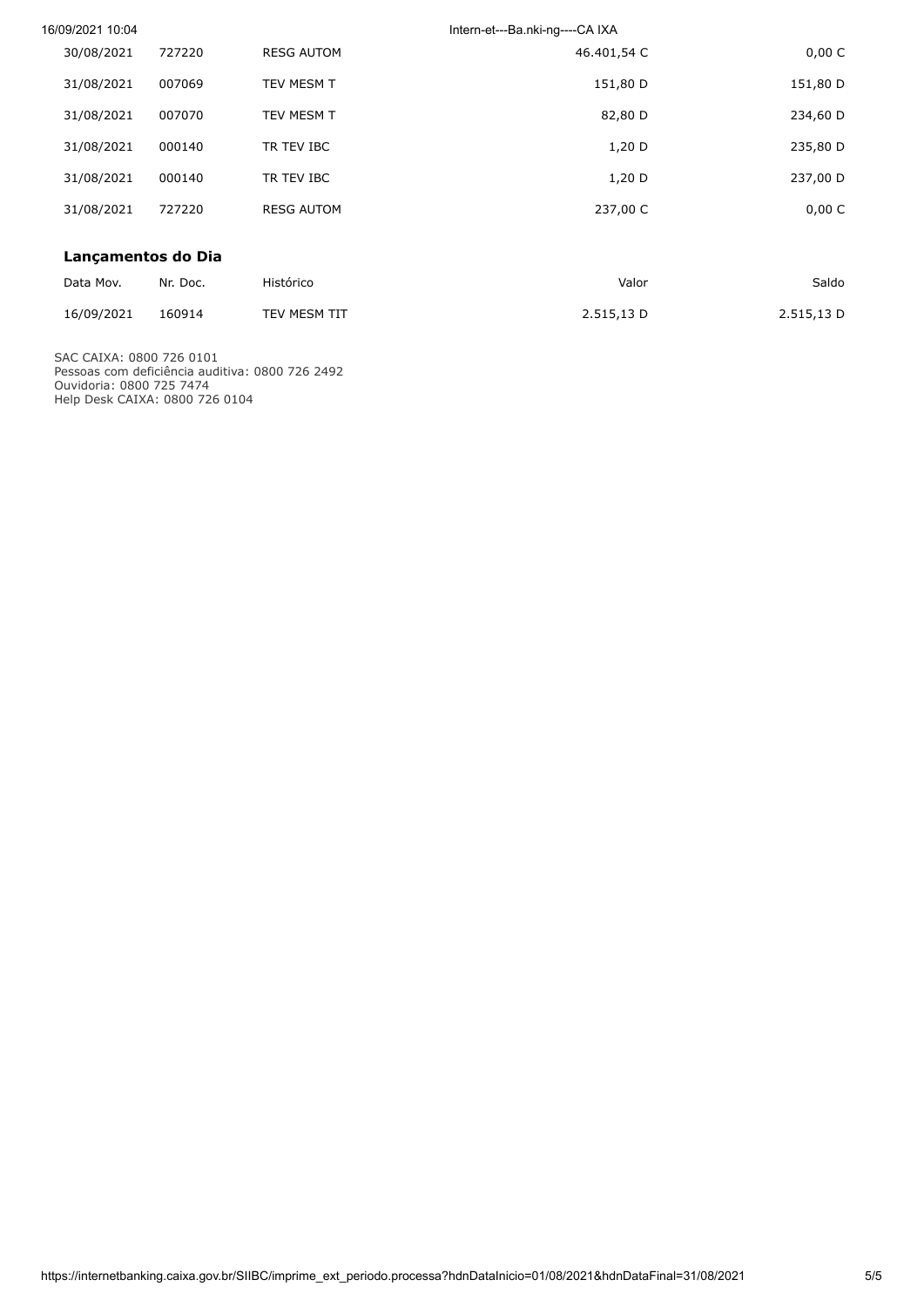| | | | | |
|---|---|---|---|---|
| 30/08/2021 | 727220 | RESG AUTOM | 46.401,54 C | 0,00 C |
| 31/08/2021 | 007069 | TEV MESM T | 151,80 D | 151,80 D |
| 31/08/2021 | 007070 | TEV MESM T | 82,80 D | 234,60 D |
| 31/08/2021 | 000140 | TR TEV IBC | 1,20 D | 235,80 D |
| 31/08/2021 | 000140 | TR TEV IBC | 1,20 D | 237,00 D |
| 31/08/2021 | 727220 | RESG AUTOM | 237,00 C | 0,00 C |

## Lançamentos do Dia

| Data Mov. | Nr. Doc. | Histórico | Valor | Saldo |
|---|---|---|---|---|
| 16/09/2021 | 160914 | TEV MESM TIT | 2.515,13 D | 2.515,13 D |

SAC CAIXA: 0800 726 0101
Pessoas com deficiência auditiva: 0800 726 2492
Ouvidoria: 0800 725 7474
Help Desk CAIXA: 0800 726 0104